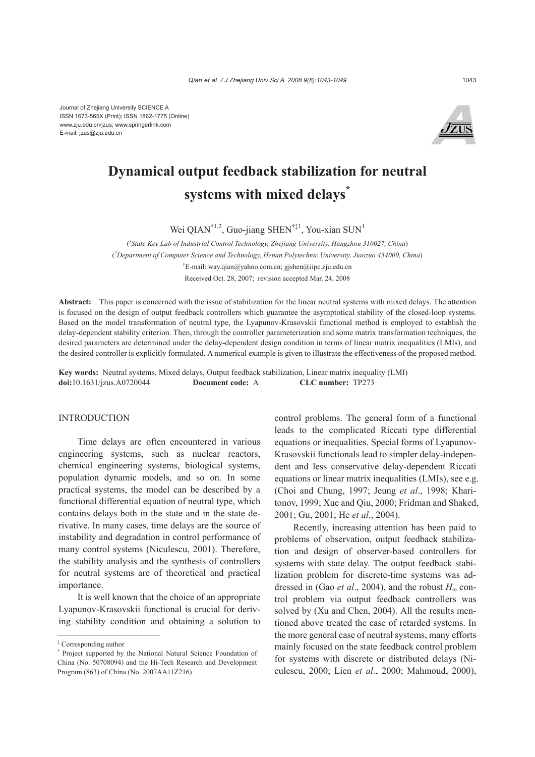Journal of Zhejiang University SCIENCE A
ISSN 1673-565X (Print); ISSN 1862-1775 (Online)
www.zju.edu.cn/jzus; www.springerlink.com
E-mail: jzus@zju.edu.cn

# Dynamical output feedback stabilization for neutral systems with mixed delays*

Wei QIAN[†1,2], Guo-jiang SHEN[†‡1], You-xian SUN[1]

([1]State Key Lab of Industrial Control Technology, Zhejiang University, Hangzhou 310027, China)
([2]Department of Computer Science and Technology, Henan Polytechnic University, Jiaozuo 454000, China)
[†]E-mail: way.qian@yahoo.com.cn; gjshen@iipc.zju.edu.cn

Received Oct. 28, 2007; revision accepted Mar. 24, 2008

**Abstract:** This paper is concerned with the issue of stabilization for the linear neutral systems with mixed delays. The attention is focused on the design of output feedback controllers which guarantee the asymptotical stability of the closed-loop systems. Based on the model transformation of neutral type, the Lyapunov-Krasovskii functional method is employed to establish the delay-dependent stability criterion. Then, through the controller parameterization and some matrix transformation techniques, the desired parameters are determined under the delay-dependent design condition in terms of linear matrix inequalities (LMIs), and the desired controller is explicitly formulated. A numerical example is given to illustrate the effectiveness of the proposed method.

**Key words:** Neutral systems, Mixed delays, Output feedback stabilization, Linear matrix inequality (LMI)
**doi:**10.1631/jzus.A0720044 **Document code:** A **CLC number:** TP273

## INTRODUCTION

Time delays are often encountered in various engineering systems, such as nuclear reactors, chemical engineering systems, biological systems, population dynamic models, and so on. In some practical systems, the model can be described by a functional differential equation of neutral type, which contains delays both in the state and in the state derivative. In many cases, time delays are the source of instability and degradation in control performance of many control systems (Niculescu, 2001). Therefore, the stability analysis and the synthesis of controllers for neutral systems are of theoretical and practical importance.

It is well known that the choice of an appropriate Lyapunov-Krasovskii functional is crucial for deriving stability condition and obtaining a solution to control problems. The general form of a functional leads to the complicated Riccati type differential equations or inequalities. Special forms of Lyapunov-Krasovskii functionals lead to simpler delay-independent and less conservative delay-dependent Riccati equations or linear matrix inequalities (LMIs), see e.g. (Choi and Chung, 1997; Jeung *et al*., 1998; Kharitonov, 1999; Xue and Qiu, 2000; Fridman and Shaked, 2001; Gu, 2001; He *et al*., 2004).

Recently, increasing attention has been paid to problems of observation, output feedback stabilization and design of observer-based controllers for systems with state delay. The output feedback stabilization problem for discrete-time systems was addressed in (Gao *et al*., 2004), and the robust $H_\infty$ control problem via output feedback controllers was solved by (Xu and Chen, 2004). All the results mentioned above treated the case of retarded systems. In the more general case of neutral systems, many efforts mainly focused on the state feedback control problem for systems with discrete or distributed delays (Niculescu, 2000; Lien *et al*., 2000; Mahmoud, 2000),

---

‡ Corresponding author
\* Project supported by the National Natural Science Foundation of China (No. 50708094) and the Hi-Tech Research and Development Program (863) of China (No. 2007AA11Z216)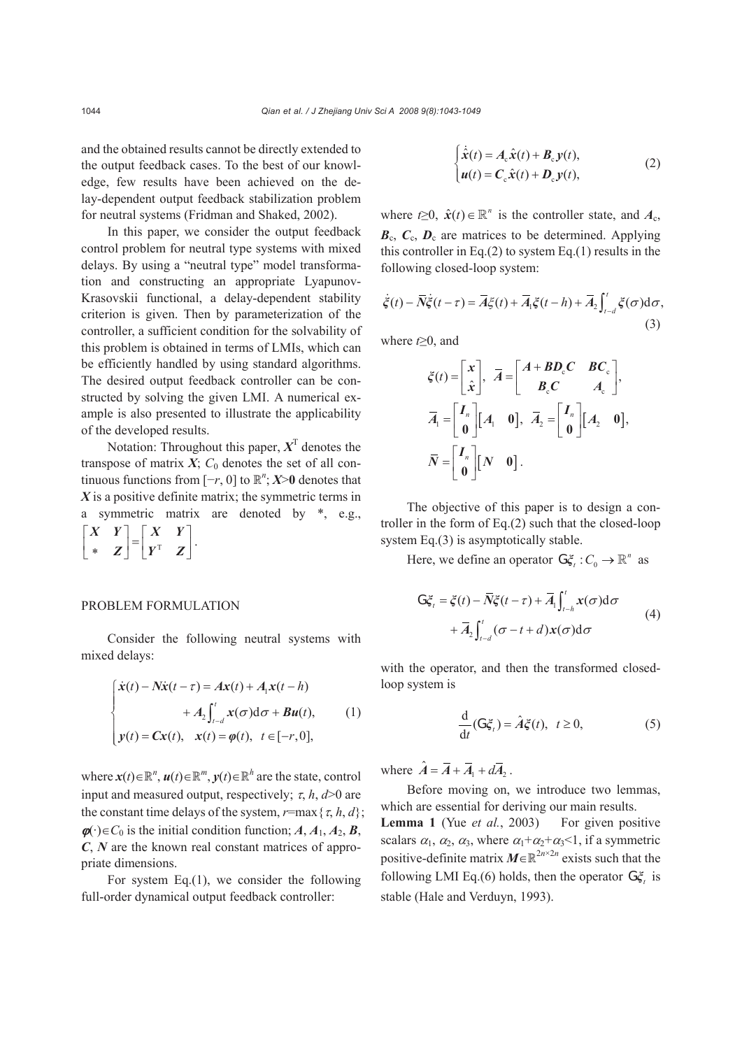and the obtained results cannot be directly extended to the output feedback cases. To the best of our knowledge, few results have been achieved on the delay-dependent output feedback stabilization problem for neutral systems (Fridman and Shaked, 2002).

In this paper, we consider the output feedback control problem for neutral type systems with mixed delays. By using a "neutral type" model transformation and constructing an appropriate Lyapunov-Krasovskii functional, a delay-dependent stability criterion is given. Then by parameterization of the controller, a sufficient condition for the solvability of this problem is obtained in terms of LMIs, which can be efficiently handled by using standard algorithms. The desired output feedback controller can be constructed by solving the given LMI. A numerical example is also presented to illustrate the applicability of the developed results.

Notation: Throughout this paper, $\boldsymbol{X}^{\mathrm{T}}$ denotes the transpose of matrix $\boldsymbol{X}$; $C_0$ denotes the set of all continuous functions from $[-r, 0]$ to $\mathbb{R}^n$; $\boldsymbol{X}>\boldsymbol{0}$ denotes that $\boldsymbol{X}$ is a positive definite matrix; the symmetric terms in a symmetric matrix are denoted by *, e.g., $\begin{bmatrix} \boldsymbol{X} & \boldsymbol{Y} \\ * & \boldsymbol{Z} \end{bmatrix} = \begin{bmatrix} \boldsymbol{X} & \boldsymbol{Y} \\ \boldsymbol{Y}^{\mathrm{T}} & \boldsymbol{Z} \end{bmatrix}$.

## PROBLEM FORMULATION

Consider the following neutral systems with mixed delays:

$$
\begin{cases}
\dot{\boldsymbol{x}}(t) - \boldsymbol{N}\dot{\boldsymbol{x}}(t-\tau) = \boldsymbol{A}\boldsymbol{x}(t) + \boldsymbol{A}_1\boldsymbol{x}(t-h) \\
\qquad\qquad + \boldsymbol{A}_2\int_{t-d}^{t}\boldsymbol{x}(\sigma)\mathrm{d}\sigma + \boldsymbol{B}\boldsymbol{u}(t), \\
\boldsymbol{y}(t) = \boldsymbol{C}\boldsymbol{x}(t), \quad \boldsymbol{x}(t) = \boldsymbol{\varphi}(t), \quad t\in[-r, 0],
\end{cases}
\tag{1}
$$

where $\boldsymbol{x}(t)\in\mathbb{R}^n$, $\boldsymbol{u}(t)\in\mathbb{R}^m$, $\boldsymbol{y}(t)\in\mathbb{R}^h$ are the state, control input and measured output, respectively; $\tau, h, d>0$ are the constant time delays of the system, $r=\max\{\tau, h, d\}$; $\boldsymbol{\varphi}(\cdot)\in C_0$ is the initial condition function; $\boldsymbol{A}$, $\boldsymbol{A}_1$, $\boldsymbol{A}_2$, $\boldsymbol{B}$, $\boldsymbol{C}$, $\boldsymbol{N}$ are the known real constant matrices of appropriate dimensions.

For system Eq.(1), we consider the following full-order dynamical output feedback controller:

$$
\begin{cases}
\dot{\hat{\boldsymbol{x}}}(t) = \boldsymbol{A}_{\mathrm{c}}\hat{\boldsymbol{x}}(t) + \boldsymbol{B}_{\mathrm{c}}\boldsymbol{y}(t), \\
\boldsymbol{u}(t) = \boldsymbol{C}_{\mathrm{c}}\hat{\boldsymbol{x}}(t) + \boldsymbol{D}_{\mathrm{c}}\boldsymbol{y}(t),
\end{cases}
\tag{2}
$$

where $t\geq 0$, $\hat{\boldsymbol{x}}(t)\in\mathbb{R}^n$ is the controller state, and $\boldsymbol{A}_{\mathrm{c}}$, $\boldsymbol{B}_{\mathrm{c}}$, $\boldsymbol{C}_{\mathrm{c}}$, $\boldsymbol{D}_{\mathrm{c}}$ are matrices to be determined. Applying this controller in Eq.(2) to system Eq.(1) results in the following closed-loop system:

$$
\dot{\boldsymbol{\xi}}(t) - \overline{\boldsymbol{N}}\dot{\boldsymbol{\xi}}(t-\tau) = \overline{\boldsymbol{A}}\boldsymbol{\xi}(t) + \overline{\boldsymbol{A}}_1\boldsymbol{\xi}(t-h) + \overline{\boldsymbol{A}}_2\int_{t-d}^{t}\boldsymbol{\xi}(\sigma)\mathrm{d}\sigma,
\tag{3}
$$

where $t\geq 0$, and

$$
\boldsymbol{\xi}(t) = \begin{bmatrix} \boldsymbol{x} \\ \hat{\boldsymbol{x}} \end{bmatrix}, \quad \overline{\boldsymbol{A}} = \begin{bmatrix} \boldsymbol{A} + \boldsymbol{B}\boldsymbol{D}_{\mathrm{c}}\boldsymbol{C} & \boldsymbol{B}\boldsymbol{C}_{\mathrm{c}} \\ \boldsymbol{B}_{\mathrm{c}}\boldsymbol{C} & \boldsymbol{A}_{\mathrm{c}} \end{bmatrix},
$$

$$
\overline{\boldsymbol{A}}_1 = \begin{bmatrix} \boldsymbol{I}_n \\ \boldsymbol{0} \end{bmatrix}\begin{bmatrix} \boldsymbol{A}_1 & \boldsymbol{0} \end{bmatrix}, \quad \overline{\boldsymbol{A}}_2 = \begin{bmatrix} \boldsymbol{I}_n \\ \boldsymbol{0} \end{bmatrix}\begin{bmatrix} \boldsymbol{A}_2 & \boldsymbol{0} \end{bmatrix},
$$

$$
\overline{\boldsymbol{N}} = \begin{bmatrix} \boldsymbol{I}_n \\ \boldsymbol{0} \end{bmatrix}\begin{bmatrix} \boldsymbol{N} & \boldsymbol{0} \end{bmatrix}.
$$

The objective of this paper is to design a controller in the form of Eq.(2) such that the closed-loop system Eq.(3) is asymptotically stable.

Here, we define an operator $\mathcal{G}\boldsymbol{\xi}_t : C_0 \to \mathbb{R}^n$ as

$$
\begin{aligned}
\mathcal{G}\boldsymbol{\xi}_t = \boldsymbol{\xi}(t) - \overline{\boldsymbol{N}}\boldsymbol{\xi}(t-\tau) + \overline{\boldsymbol{A}}_1\int_{t-h}^{t}\boldsymbol{x}(\sigma)\mathrm{d}\sigma \\
+ \overline{\boldsymbol{A}}_2\int_{t-d}^{t}(\sigma - t + d)\boldsymbol{x}(\sigma)\mathrm{d}\sigma
\end{aligned}
\tag{4}
$$

with the operator, and then the transformed closed-loop system is

$$
\frac{\mathrm{d}}{\mathrm{d}t}(\mathcal{G}\boldsymbol{\xi}_t) = \hat{\boldsymbol{A}}\boldsymbol{\xi}(t), \quad t\geq 0,
\tag{5}
$$

where $\hat{\boldsymbol{A}} = \overline{\boldsymbol{A}} + \overline{\boldsymbol{A}}_1 + d\overline{\boldsymbol{A}}_2$.

Before moving on, we introduce two lemmas, which are essential for deriving our main results.

**Lemma 1** (Yue *et al.*, 2003) For given positive scalars $\alpha_1$, $\alpha_2$, $\alpha_3$, where $\alpha_1+\alpha_2+\alpha_3<1$, if a symmetric positive-definite matrix $\boldsymbol{M}\in\mathbb{R}^{2n\times 2n}$ exists such that the following LMI Eq.(6) holds, then the operator $\mathcal{G}\boldsymbol{\xi}_t$ is stable (Hale and Verduyn, 1993).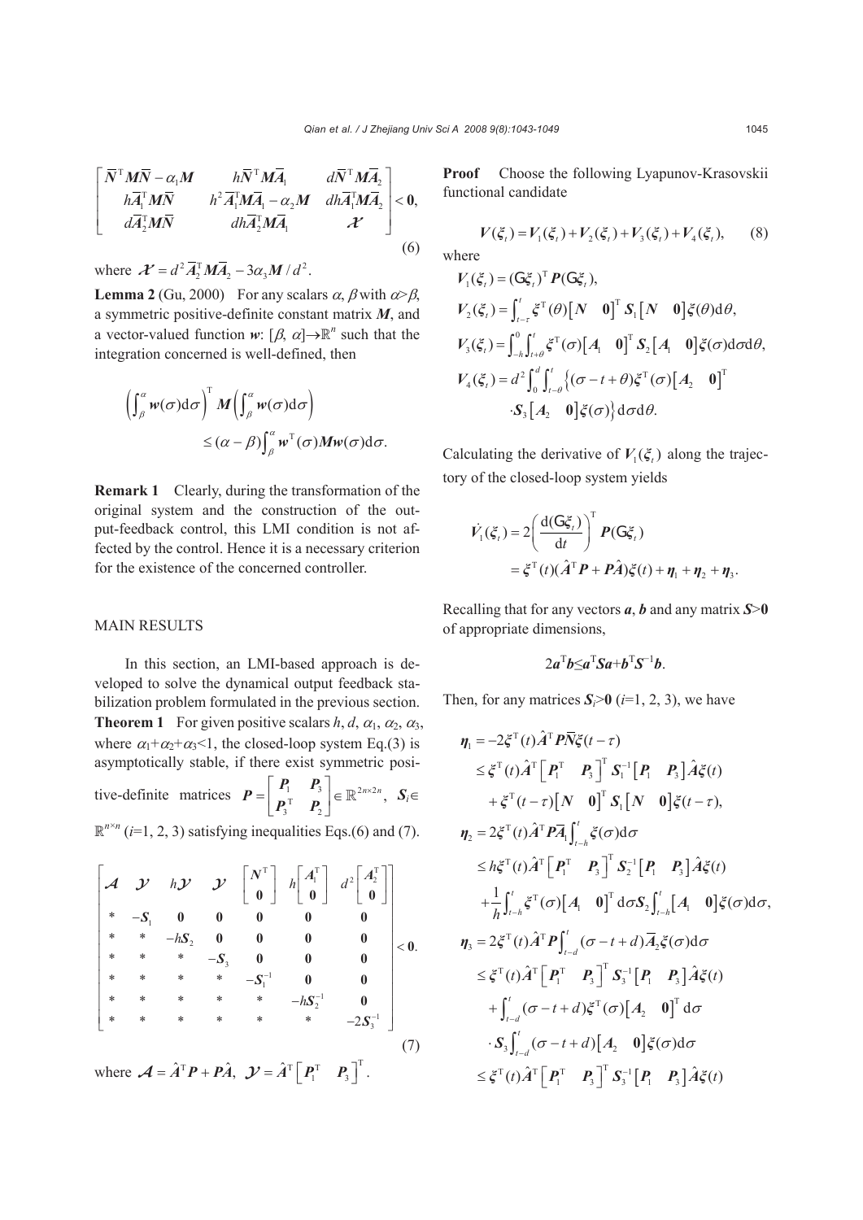$$
\begin{bmatrix} \bar{N}^{\mathrm{T}} M \bar{N} - \alpha_1 M & h\bar{N}^{\mathrm{T}} M \bar{A}_1 & d\bar{N}^{\mathrm{T}} M \bar{A}_2 \\ h\bar{A}_1^{\mathrm{T}} M \bar{N} & h^2 \bar{A}_1^{\mathrm{T}} M \bar{A}_1 - \alpha_2 M & dh\bar{A}_1^{\mathrm{T}} M \bar{A}_2 \\ d\bar{A}_2^{\mathrm{T}} M \bar{N} & dh\bar{A}_2^{\mathrm{T}} M \bar{A}_1 & \mathcal{X} \end{bmatrix} < \mathbf{0}, \tag{6}
$$

where $\mathcal{X} = d^2 \bar{A}_2^{\mathrm{T}} M \bar{A}_2 - 3\alpha_3 M / d^2$.

**Lemma 2** (Gu, 2000) For any scalars $\alpha$, $\beta$ with $\alpha > \beta$, a symmetric positive-definite constant matrix $M$, and a vector-valued function $w$: $[\beta, \alpha] \rightarrow \mathbb{R}^n$ such that the integration concerned is well-defined, then

$$
\left( \int_{\beta}^{\alpha} w(\sigma) \mathrm{d}\sigma \right)^{\mathrm{T}} M \left( \int_{\beta}^{\alpha} w(\sigma) \mathrm{d}\sigma \right) \leq (\alpha - \beta) \int_{\beta}^{\alpha} w^{\mathrm{T}}(\sigma) M w(\sigma) \mathrm{d}\sigma.
$$

**Remark 1** Clearly, during the transformation of the original system and the construction of the output-feedback control, this LMI condition is not affected by the control. Hence it is a necessary criterion for the existence of the concerned controller.

## MAIN RESULTS

In this section, an LMI-based approach is developed to solve the dynamical output feedback stabilization problem formulated in the previous section.

**Theorem 1** For given positive scalars $h$, $d$, $\alpha_1$, $\alpha_2$, $\alpha_3$, where $\alpha_1 + \alpha_2 + \alpha_3 < 1$, the closed-loop system Eq.(3) is asymptotically stable, if there exist symmetric positive-definite matrices $P = \begin{bmatrix} P_1 & P_3 \\ P_3^{\mathrm{T}} & P_2 \end{bmatrix} \in \mathbb{R}^{2n \times 2n}$, $S_i \in \mathbb{R}^{n \times n}$ ($i$=1, 2, 3) satisfying inequalities Eqs.(6) and (7).

$$
\begin{bmatrix} \mathcal{A} & \mathcal{Y} & h\mathcal{Y} & \mathcal{Y} & \begin{bmatrix} N^{\mathrm{T}} \\ \mathbf{0} \end{bmatrix} & h\begin{bmatrix} A_1^{\mathrm{T}} \\ \mathbf{0} \end{bmatrix} & d^2 \begin{bmatrix} A_2^{\mathrm{T}} \\ \mathbf{0} \end{bmatrix} \\ * & -S_1 & \mathbf{0} & \mathbf{0} & \mathbf{0} & \mathbf{0} & \mathbf{0} \\ * & * & -hS_2 & \mathbf{0} & \mathbf{0} & \mathbf{0} & \mathbf{0} \\ * & * & * & -S_3 & \mathbf{0} & \mathbf{0} & \mathbf{0} \\ * & * & * & * & -S_1^{-1} & \mathbf{0} & \mathbf{0} \\ * & * & * & * & * & -hS_2^{-1} & \mathbf{0} \\ * & * & * & * & * & * & -2S_3^{-1} \end{bmatrix} < \mathbf{0}. \tag{7}
$$

where $\mathcal{A} = \hat{A}^{\mathrm{T}} P + P\hat{A}$, $\mathcal{Y} = \hat{A}^{\mathrm{T}} \begin{bmatrix} P_1^{\mathrm{T}} & P_3 \end{bmatrix}^{\mathrm{T}}$.

**Proof** Choose the following Lyapunov-Krasovskii functional candidate

$$
V(\xi_t) = V_1(\xi_t) + V_2(\xi_t) + V_3(\xi_t) + V_4(\xi_t), \tag{8}
$$

where

$$
V_1(\xi_t) = (\mathsf{G}\xi_t)^{\mathrm{T}} P (\mathsf{G}\xi_t),
$$

$$
V_2(\xi_t) = \int_{t-\tau}^{t} \xi^{\mathrm{T}}(\theta) \begin{bmatrix} N & \mathbf{0} \end{bmatrix}^{\mathrm{T}} S_1 \begin{bmatrix} N & \mathbf{0} \end{bmatrix} \xi(\theta) \mathrm{d}\theta,
$$

$$
V_3(\xi_t) = \int_{-h}^{0} \int_{t+\theta}^{t} \xi^{\mathrm{T}}(\sigma) \begin{bmatrix} A_1 & \mathbf{0} \end{bmatrix}^{\mathrm{T}} S_2 \begin{bmatrix} A_1 & \mathbf{0} \end{bmatrix} \xi(\sigma) \mathrm{d}\sigma \mathrm{d}\theta,
$$

$$
V_4(\xi_t) = d^2 \int_{0}^{d} \int_{t-\theta}^{t} \left\{ (\sigma - t + \theta) \xi^{\mathrm{T}}(\sigma) \begin{bmatrix} A_2 & \mathbf{0} \end{bmatrix}^{\mathrm{T}} \cdot S_3 \begin{bmatrix} A_2 & \mathbf{0} \end{bmatrix} \xi(\sigma) \right\} \mathrm{d}\sigma \mathrm{d}\theta.
$$

Calculating the derivative of $V_1(\xi_t)$ along the trajectory of the closed-loop system yields

$$
\dot{V}_1(\xi_t) = 2\left( \frac{\mathrm{d}(\mathsf{G}\xi_t)}{\mathrm{d}t} \right)^{\mathrm{T}} P (\mathsf{G}\xi_t) = \xi^{\mathrm{T}}(t)(\hat{A}^{\mathrm{T}} P + P\hat{A})\xi(t) + \eta_1 + \eta_2 + \eta_3.
$$

Recalling that for any vectors $a$, $b$ and any matrix $S > \mathbf{0}$ of appropriate dimensions,

$$
2a^{\mathrm{T}} b \leq a^{\mathrm{T}} S a + b^{\mathrm{T}} S^{-1} b.
$$

Then, for any matrices $S_i > \mathbf{0}$ ($i$=1, 2, 3), we have

$$
\begin{aligned}
\eta_1 &= -2\xi^{\mathrm{T}}(t) \hat{A}^{\mathrm{T}} P \bar{N} \xi(t-\tau) \\
&\leq \xi^{\mathrm{T}}(t) \hat{A}^{\mathrm{T}} \begin{bmatrix} P_1^{\mathrm{T}} & P_3 \end{bmatrix}^{\mathrm{T}} S_1^{-1} \begin{bmatrix} P_1 & P_3 \end{bmatrix} \hat{A} \xi(t) + \xi^{\mathrm{T}}(t-\tau) \begin{bmatrix} N & \mathbf{0} \end{bmatrix}^{\mathrm{T}} S_1 \begin{bmatrix} N & \mathbf{0} \end{bmatrix} \xi(t-\tau), \\
\eta_2 &= 2\xi^{\mathrm{T}}(t) \hat{A}^{\mathrm{T}} P \bar{A}_1 \int_{t-h}^{t} \xi(\sigma) \mathrm{d}\sigma \\
&\leq h\xi^{\mathrm{T}}(t) \hat{A}^{\mathrm{T}} \begin{bmatrix} P_1^{\mathrm{T}} & P_3 \end{bmatrix}^{\mathrm{T}} S_2^{-1} \begin{bmatrix} P_1 & P_3 \end{bmatrix} \hat{A} \xi(t) + \frac{1}{h} \int_{t-h}^{t} \xi^{\mathrm{T}}(\sigma) \begin{bmatrix} A_1 & \mathbf{0} \end{bmatrix}^{\mathrm{T}} \mathrm{d}\sigma S_2 \int_{t-h}^{t} \begin{bmatrix} A_1 & \mathbf{0} \end{bmatrix} \xi(\sigma) \mathrm{d}\sigma, \\
\eta_3 &= 2\xi^{\mathrm{T}}(t) \hat{A}^{\mathrm{T}} P \int_{t-d}^{t} (\sigma - t + d) \bar{A}_2 \xi(\sigma) \mathrm{d}\sigma \\
&\leq \xi^{\mathrm{T}}(t) \hat{A}^{\mathrm{T}} \begin{bmatrix} P_1^{\mathrm{T}} & P_3 \end{bmatrix}^{\mathrm{T}} S_3^{-1} \begin{bmatrix} P_1 & P_3 \end{bmatrix} \hat{A} \xi(t) + \int_{t-d}^{t} (\sigma - t + d) \xi^{\mathrm{T}}(\sigma) \begin{bmatrix} A_2 & \mathbf{0} \end{bmatrix}^{\mathrm{T}} \mathrm{d}\sigma \cdot S_3 \int_{t-d}^{t} (\sigma - t + d) \begin{bmatrix} A_2 & \mathbf{0} \end{bmatrix} \xi(\sigma) \mathrm{d}\sigma \\
&\leq \xi^{\mathrm{T}}(t) \hat{A}^{\mathrm{T}} \begin{bmatrix} P_1^{\mathrm{T}} & P_3 \end{bmatrix}^{\mathrm{T}} S_3^{-1} \begin{bmatrix} P_1 & P_3 \end{bmatrix} \hat{A} \xi(t)
\end{aligned}
$$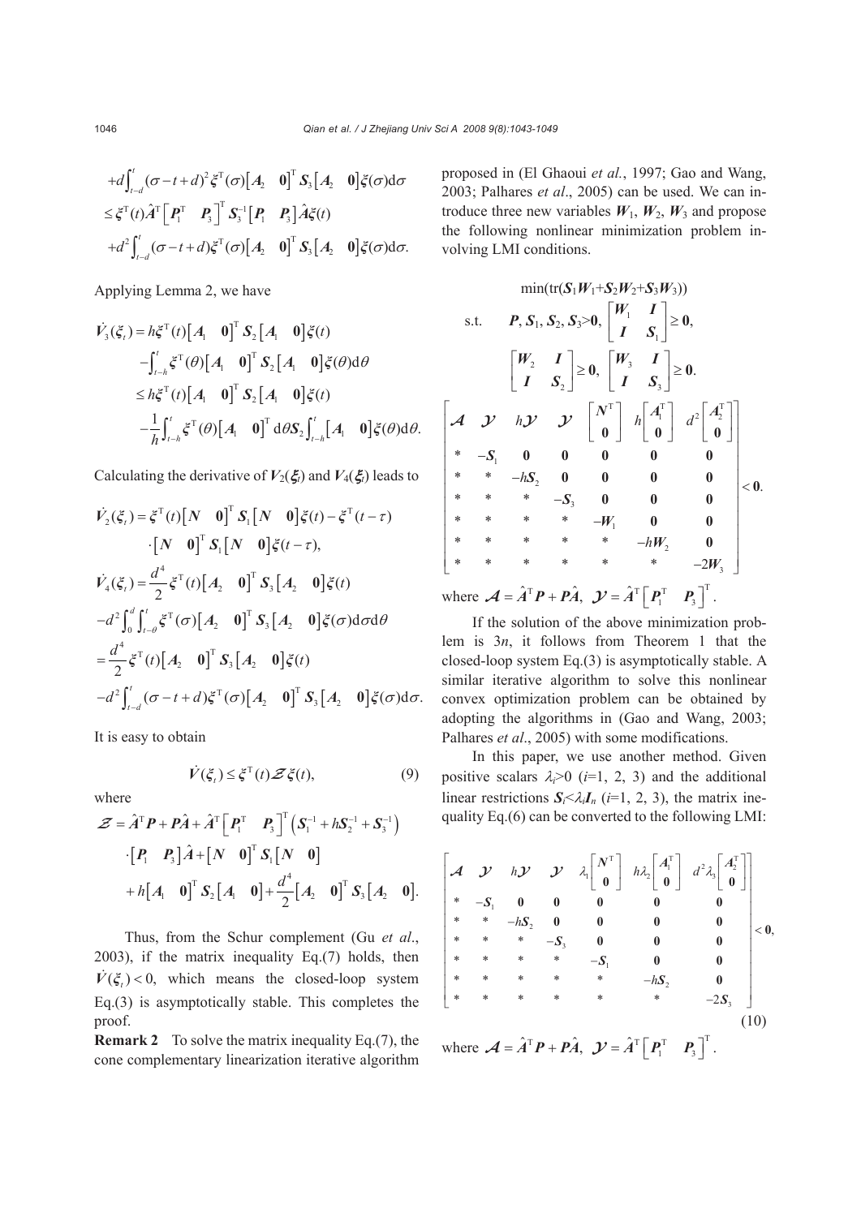$$
\begin{aligned}
&+d\int_{t-d}^{t}(\sigma-t+d)^2\boldsymbol{\xi}^{\mathrm{T}}(\sigma)\begin{bmatrix}\boldsymbol{A}_2 & \boldsymbol{0}\end{bmatrix}^{\mathrm{T}}\boldsymbol{S}_3\begin{bmatrix}\boldsymbol{A}_2 & \boldsymbol{0}\end{bmatrix}\boldsymbol{\xi}(\sigma)\mathrm{d}\sigma\\
&\le \boldsymbol{\xi}^{\mathrm{T}}(t)\hat{\boldsymbol{A}}^{\mathrm{T}}\begin{bmatrix}\boldsymbol{P}_1^{\mathrm{T}} & \boldsymbol{P}_3\end{bmatrix}^{\mathrm{T}}\boldsymbol{S}_3^{-1}\begin{bmatrix}\boldsymbol{P}_1 & \boldsymbol{P}_3\end{bmatrix}\hat{\boldsymbol{A}}\boldsymbol{\xi}(t)\\
&+d^2\int_{t-d}^{t}(\sigma-t+d)\boldsymbol{\xi}^{\mathrm{T}}(\sigma)\begin{bmatrix}\boldsymbol{A}_2 & \boldsymbol{0}\end{bmatrix}^{\mathrm{T}}\boldsymbol{S}_3\begin{bmatrix}\boldsymbol{A}_2 & \boldsymbol{0}\end{bmatrix}\boldsymbol{\xi}(\sigma)\mathrm{d}\sigma.
\end{aligned}
$$

Applying Lemma 2, we have

$$
\begin{aligned}
\dot{V}_3(\xi_t) &= h\boldsymbol{\xi}^{\mathrm{T}}(t)\begin{bmatrix}\boldsymbol{A}_1 & \boldsymbol{0}\end{bmatrix}^{\mathrm{T}}\boldsymbol{S}_2\begin{bmatrix}\boldsymbol{A}_1 & \boldsymbol{0}\end{bmatrix}\boldsymbol{\xi}(t)\\
&\quad -\int_{t-h}^{t}\boldsymbol{\xi}^{\mathrm{T}}(\theta)\begin{bmatrix}\boldsymbol{A}_1 & \boldsymbol{0}\end{bmatrix}^{\mathrm{T}}\boldsymbol{S}_2\begin{bmatrix}\boldsymbol{A}_1 & \boldsymbol{0}\end{bmatrix}\boldsymbol{\xi}(\theta)\mathrm{d}\theta\\
&\le h\boldsymbol{\xi}^{\mathrm{T}}(t)\begin{bmatrix}\boldsymbol{A}_1 & \boldsymbol{0}\end{bmatrix}^{\mathrm{T}}\boldsymbol{S}_2\begin{bmatrix}\boldsymbol{A}_1 & \boldsymbol{0}\end{bmatrix}\boldsymbol{\xi}(t)\\
&\quad -\frac{1}{h}\int_{t-h}^{t}\boldsymbol{\xi}^{\mathrm{T}}(\theta)\begin{bmatrix}\boldsymbol{A}_1 & \boldsymbol{0}\end{bmatrix}^{\mathrm{T}}\mathrm{d}\theta\boldsymbol{S}_2\int_{t-h}^{t}\begin{bmatrix}\boldsymbol{A}_1 & \boldsymbol{0}\end{bmatrix}\boldsymbol{\xi}(\theta)\mathrm{d}\theta.
\end{aligned}
$$

Calculating the derivative of $V_2(\boldsymbol{\xi}_t)$ and $V_4(\boldsymbol{\xi}_t)$ leads to

$$
\begin{aligned}
\dot{V}_2(\xi_t) &= \boldsymbol{\xi}^{\mathrm{T}}(t)\begin{bmatrix}\boldsymbol{N} & \boldsymbol{0}\end{bmatrix}^{\mathrm{T}}\boldsymbol{S}_1\begin{bmatrix}\boldsymbol{N} & \boldsymbol{0}\end{bmatrix}\boldsymbol{\xi}(t)-\boldsymbol{\xi}^{\mathrm{T}}(t-\tau)\\
&\quad \cdot\begin{bmatrix}\boldsymbol{N} & \boldsymbol{0}\end{bmatrix}^{\mathrm{T}}\boldsymbol{S}_1\begin{bmatrix}\boldsymbol{N} & \boldsymbol{0}\end{bmatrix}\boldsymbol{\xi}(t-\tau),\\
\dot{V}_4(\xi_t) &= \frac{d^4}{2}\boldsymbol{\xi}^{\mathrm{T}}(t)\begin{bmatrix}\boldsymbol{A}_2 & \boldsymbol{0}\end{bmatrix}^{\mathrm{T}}\boldsymbol{S}_3\begin{bmatrix}\boldsymbol{A}_2 & \boldsymbol{0}\end{bmatrix}\boldsymbol{\xi}(t)\\
&\quad -d^2\int_0^d\int_{t-\theta}^{t}\boldsymbol{\xi}^{\mathrm{T}}(\sigma)\begin{bmatrix}\boldsymbol{A}_2 & \boldsymbol{0}\end{bmatrix}^{\mathrm{T}}\boldsymbol{S}_3\begin{bmatrix}\boldsymbol{A}_2 & \boldsymbol{0}\end{bmatrix}\boldsymbol{\xi}(\sigma)\mathrm{d}\sigma\mathrm{d}\theta\\
&= \frac{d^4}{2}\boldsymbol{\xi}^{\mathrm{T}}(t)\begin{bmatrix}\boldsymbol{A}_2 & \boldsymbol{0}\end{bmatrix}^{\mathrm{T}}\boldsymbol{S}_3\begin{bmatrix}\boldsymbol{A}_2 & \boldsymbol{0}\end{bmatrix}\boldsymbol{\xi}(t)\\
&\quad -d^2\int_{t-d}^{t}(\sigma-t+d)\boldsymbol{\xi}^{\mathrm{T}}(\sigma)\begin{bmatrix}\boldsymbol{A}_2 & \boldsymbol{0}\end{bmatrix}^{\mathrm{T}}\boldsymbol{S}_3\begin{bmatrix}\boldsymbol{A}_2 & \boldsymbol{0}\end{bmatrix}\boldsymbol{\xi}(\sigma)\mathrm{d}\sigma.
\end{aligned}
$$

It is easy to obtain

$$
\dot{V}(\xi_t)\le \boldsymbol{\xi}^{\mathrm{T}}(t)\boldsymbol{\mathcal{Z}}\boldsymbol{\xi}(t), \tag{9}
$$

where

$$
\begin{aligned}
\boldsymbol{\mathcal{Z}} &= \hat{\boldsymbol{A}}^{\mathrm{T}}\boldsymbol{P}+\boldsymbol{P}\hat{\boldsymbol{A}}+\hat{\boldsymbol{A}}^{\mathrm{T}}\begin{bmatrix}\boldsymbol{P}_1^{\mathrm{T}} & \boldsymbol{P}_3\end{bmatrix}^{\mathrm{T}}\left(\boldsymbol{S}_1^{-1}+h\boldsymbol{S}_2^{-1}+\boldsymbol{S}_3^{-1}\right)\\
&\quad \cdot\begin{bmatrix}\boldsymbol{P}_1 & \boldsymbol{P}_3\end{bmatrix}\hat{\boldsymbol{A}}+\begin{bmatrix}\boldsymbol{N} & \boldsymbol{0}\end{bmatrix}^{\mathrm{T}}\boldsymbol{S}_1\begin{bmatrix}\boldsymbol{N} & \boldsymbol{0}\end{bmatrix}\\
&\quad +h\begin{bmatrix}\boldsymbol{A}_1 & \boldsymbol{0}\end{bmatrix}^{\mathrm{T}}\boldsymbol{S}_2\begin{bmatrix}\boldsymbol{A}_1 & \boldsymbol{0}\end{bmatrix}+\frac{d^4}{2}\begin{bmatrix}\boldsymbol{A}_2 & \boldsymbol{0}\end{bmatrix}^{\mathrm{T}}\boldsymbol{S}_3\begin{bmatrix}\boldsymbol{A}_2 & \boldsymbol{0}\end{bmatrix}.
\end{aligned}
$$

Thus, from the Schur complement (Gu *et al*., 2003), if the matrix inequality Eq.(7) holds, then $\dot{V}(\xi_t)<0$, which means the closed-loop system Eq.(3) is asymptotically stable. This completes the proof.

**Remark 2** To solve the matrix inequality Eq.(7), the cone complementary linearization iterative algorithm proposed in (El Ghaoui *et al*., 1997; Gao and Wang, 2003; Palhares *et al*., 2005) can be used. We can introduce three new variables $\boldsymbol{W}_1$, $\boldsymbol{W}_2$, $\boldsymbol{W}_3$ and propose the following nonlinear minimization problem involving LMI conditions.

$$
\min(\mathrm{tr}(\boldsymbol{S}_1\boldsymbol{W}_1+\boldsymbol{S}_2\boldsymbol{W}_2+\boldsymbol{S}_3\boldsymbol{W}_3))
$$

$$
\text{s.t.}\quad \boldsymbol{P},\boldsymbol{S}_1,\boldsymbol{S}_2,\boldsymbol{S}_3>\boldsymbol{0},\ \begin{bmatrix}\boldsymbol{W}_1 & \boldsymbol{I}\\ \boldsymbol{I} & \boldsymbol{S}_1\end{bmatrix}\ge\boldsymbol{0},
$$

$$
\begin{bmatrix}\boldsymbol{W}_2 & \boldsymbol{I}\\ \boldsymbol{I} & \boldsymbol{S}_2\end{bmatrix}\ge\boldsymbol{0},\ \begin{bmatrix}\boldsymbol{W}_3 & \boldsymbol{I}\\ \boldsymbol{I} & \boldsymbol{S}_3\end{bmatrix}\ge\boldsymbol{0}.
$$

$$
\begin{bmatrix}
\boldsymbol{\mathcal{A}} & \boldsymbol{\mathcal{Y}} & h\boldsymbol{\mathcal{Y}} & \boldsymbol{\mathcal{Y}} & \begin{bmatrix}\boldsymbol{N}^{\mathrm{T}}\\ \boldsymbol{0}\end{bmatrix} & h\begin{bmatrix}\boldsymbol{A}_1^{\mathrm{T}}\\ \boldsymbol{0}\end{bmatrix} & d^2\begin{bmatrix}\boldsymbol{A}_2^{\mathrm{T}}\\ \boldsymbol{0}\end{bmatrix}\\
* & -\boldsymbol{S}_1 & \boldsymbol{0} & \boldsymbol{0} & \boldsymbol{0} & \boldsymbol{0} & \boldsymbol{0}\\
* & * & -h\boldsymbol{S}_2 & \boldsymbol{0} & \boldsymbol{0} & \boldsymbol{0} & \boldsymbol{0}\\
* & * & * & -\boldsymbol{S}_3 & \boldsymbol{0} & \boldsymbol{0} & \boldsymbol{0}\\
* & * & * & * & -\boldsymbol{W}_1 & \boldsymbol{0} & \boldsymbol{0}\\
* & * & * & * & * & -h\boldsymbol{W}_2 & \boldsymbol{0}\\
* & * & * & * & * & * & -2\boldsymbol{W}_3
\end{bmatrix}<\boldsymbol{0}.
$$

where $\boldsymbol{\mathcal{A}}=\hat{\boldsymbol{A}}^{\mathrm{T}}\boldsymbol{P}+\boldsymbol{P}\hat{\boldsymbol{A}},\ \boldsymbol{\mathcal{Y}}=\hat{\boldsymbol{A}}^{\mathrm{T}}\begin{bmatrix}\boldsymbol{P}_1^{\mathrm{T}} & \boldsymbol{P}_3\end{bmatrix}^{\mathrm{T}}$.

If the solution of the above minimization problem is $3n$, it follows from Theorem 1 that the closed-loop system Eq.(3) is asymptotically stable. A similar iterative algorithm to solve this nonlinear convex optimization problem can be obtained by adopting the algorithms in (Gao and Wang, 2003; Palhares *et al*., 2005) with some modifications.

In this paper, we use another method. Given positive scalars $\lambda_i>0$ ($i$=1, 2, 3) and the additional linear restrictions $\boldsymbol{S}_i<\lambda_i\boldsymbol{I}_n$ ($i$=1, 2, 3), the matrix inequality Eq.(6) can be converted to the following LMI:

$$
\begin{bmatrix}
\boldsymbol{\mathcal{A}} & \boldsymbol{\mathcal{Y}} & h\boldsymbol{\mathcal{Y}} & \boldsymbol{\mathcal{Y}} & \lambda_1\begin{bmatrix}\boldsymbol{N}^{\mathrm{T}}\\ \boldsymbol{0}\end{bmatrix} & h\lambda_2\begin{bmatrix}\boldsymbol{A}_1^{\mathrm{T}}\\ \boldsymbol{0}\end{bmatrix} & d^2\lambda_3\begin{bmatrix}\boldsymbol{A}_2^{\mathrm{T}}\\ \boldsymbol{0}\end{bmatrix}\\
* & -\boldsymbol{S}_1 & \boldsymbol{0} & \boldsymbol{0} & \boldsymbol{0} & \boldsymbol{0} & \boldsymbol{0}\\
* & * & -h\boldsymbol{S}_2 & \boldsymbol{0} & \boldsymbol{0} & \boldsymbol{0} & \boldsymbol{0}\\
* & * & * & -\boldsymbol{S}_3 & \boldsymbol{0} & \boldsymbol{0} & \boldsymbol{0}\\
* & * & * & * & -\boldsymbol{S}_1 & \boldsymbol{0} & \boldsymbol{0}\\
* & * & * & * & * & -h\boldsymbol{S}_2 & \boldsymbol{0}\\
* & * & * & * & * & * & -2\boldsymbol{S}_3
\end{bmatrix}<\boldsymbol{0}, \tag{10}
$$

where $\boldsymbol{\mathcal{A}}=\hat{\boldsymbol{A}}^{\mathrm{T}}\boldsymbol{P}+\boldsymbol{P}\hat{\boldsymbol{A}},\ \boldsymbol{\mathcal{Y}}=\hat{\boldsymbol{A}}^{\mathrm{T}}\begin{bmatrix}\boldsymbol{P}_1^{\mathrm{T}} & \boldsymbol{P}_3\end{bmatrix}^{\mathrm{T}}$.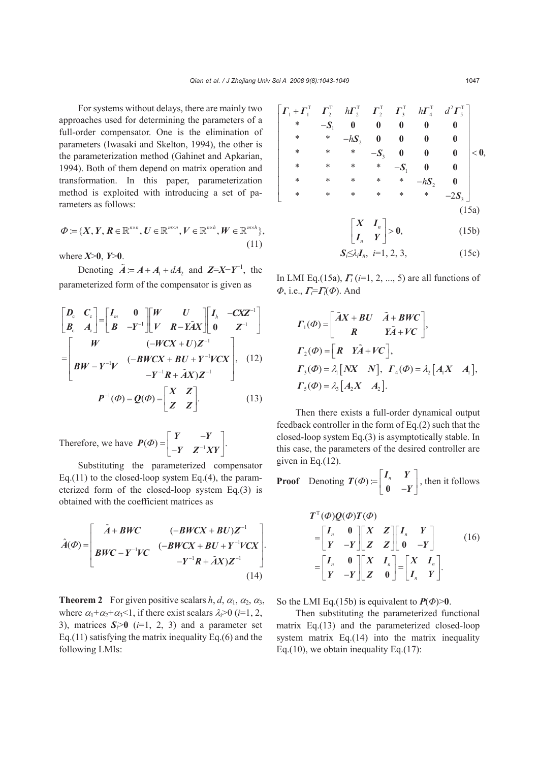For systems without delays, there are mainly two approaches used for determining the parameters of a full-order compensator. One is the elimination of parameters (Iwasaki and Skelton, 1994), the other is the parameterization method (Gahinet and Apkarian, 1994). Both of them depend on matrix operation and transformation. In this paper, parameterization method is exploited with introducing a set of parameters as follows:

$$\boldsymbol{\Phi} := \{\boldsymbol{X}, \boldsymbol{Y}, \boldsymbol{R} \in \mathbb{R}^{n\times n}, \boldsymbol{U} \in \mathbb{R}^{m\times n}, \boldsymbol{V} \in \mathbb{R}^{n\times h}, \boldsymbol{W} \in \mathbb{R}^{m\times h}\}, \tag{11}$$

where $\boldsymbol{X}>\boldsymbol{0}$, $\boldsymbol{Y}>\boldsymbol{0}$.

Denoting $\tilde{\boldsymbol{A}} := \boldsymbol{A} + \boldsymbol{A}_1 + d\boldsymbol{A}_2$ and $\boldsymbol{Z}=\boldsymbol{X}-\boldsymbol{Y}^{-1}$, the parameterized form of the compensator is given as

$$\begin{aligned}\begin{bmatrix}\boldsymbol{D}_c & \boldsymbol{C}_c\\ \boldsymbol{B}_c & \boldsymbol{A}_c\end{bmatrix} &= \begin{bmatrix}\boldsymbol{I}_m & \boldsymbol{0}\\ \boldsymbol{B} & -\boldsymbol{Y}^{-1}\end{bmatrix}\begin{bmatrix}\boldsymbol{W} & \boldsymbol{U}\\ \boldsymbol{V} & \boldsymbol{R}-\boldsymbol{Y}\tilde{\boldsymbol{A}}\boldsymbol{X}\end{bmatrix}\begin{bmatrix}\boldsymbol{I}_h & -\boldsymbol{C}\boldsymbol{X}\boldsymbol{Z}^{-1}\\ \boldsymbol{0} & \boldsymbol{Z}^{-1}\end{bmatrix}\\ &= \begin{bmatrix}\boldsymbol{W} & (-\boldsymbol{W}\boldsymbol{C}\boldsymbol{X}+\boldsymbol{U})\boldsymbol{Z}^{-1}\\ \boldsymbol{B}\boldsymbol{W}-\boldsymbol{Y}^{-1}\boldsymbol{V} & \begin{matrix}(-\boldsymbol{B}\boldsymbol{W}\boldsymbol{C}\boldsymbol{X}+\boldsymbol{B}\boldsymbol{U}+\boldsymbol{Y}^{-1}\boldsymbol{V}\boldsymbol{C}\boldsymbol{X}\\ -\boldsymbol{Y}^{-1}\boldsymbol{R}+\tilde{\boldsymbol{A}}\boldsymbol{X})\boldsymbol{Z}^{-1}\end{matrix}\end{bmatrix},\end{aligned} \tag{12}$$

$$\boldsymbol{P}^{-1}(\boldsymbol{\Phi}) = \boldsymbol{Q}(\boldsymbol{\Phi}) = \begin{bmatrix}\boldsymbol{X} & \boldsymbol{Z}\\ \boldsymbol{Z} & \boldsymbol{Z}\end{bmatrix}. \tag{13}$$

Therefore, we have $\boldsymbol{P}(\boldsymbol{\Phi}) = \begin{bmatrix}\boldsymbol{Y} & -\boldsymbol{Y}\\ -\boldsymbol{Y} & \boldsymbol{Z}^{-1}\boldsymbol{X}\boldsymbol{Y}\end{bmatrix}$.

Substituting the parameterized compensator Eq.(11) to the closed-loop system Eq.(4), the parameterized form of the closed-loop system Eq.(3) is obtained with the coefficient matrices as

$$\hat{\boldsymbol{A}}(\boldsymbol{\Phi}) = \begin{bmatrix}\tilde{\boldsymbol{A}}+\boldsymbol{B}\boldsymbol{W}\boldsymbol{C} & (-\boldsymbol{B}\boldsymbol{W}\boldsymbol{C}\boldsymbol{X}+\boldsymbol{B}\boldsymbol{U})\boldsymbol{Z}^{-1}\\ \boldsymbol{B}\boldsymbol{W}\boldsymbol{C}-\boldsymbol{Y}^{-1}\boldsymbol{V}\boldsymbol{C} & \begin{matrix}(-\boldsymbol{B}\boldsymbol{W}\boldsymbol{C}\boldsymbol{X}+\boldsymbol{B}\boldsymbol{U}+\boldsymbol{Y}^{-1}\boldsymbol{V}\boldsymbol{C}\boldsymbol{X}\\ -\boldsymbol{Y}^{-1}\boldsymbol{R}+\tilde{\boldsymbol{A}}\boldsymbol{X})\boldsymbol{Z}^{-1}\end{matrix}\end{bmatrix}. \tag{14}$$

**Theorem 2** For given positive scalars $h$, $d$, $\alpha_1$, $\alpha_2$, $\alpha_3$, where $\alpha_1+\alpha_2+\alpha_3<1$, if there exist scalars $\lambda_i>0$ ($i$=1, 2, 3), matrices $\boldsymbol{S}_i>\boldsymbol{0}$ ($i$=1, 2, 3) and a parameter set Eq.(11) satisfying the matrix inequality Eq.(6) and the following LMIs:

$$\begin{bmatrix}\boldsymbol{\Gamma}_1+\boldsymbol{\Gamma}_1^{\mathrm{T}} & \boldsymbol{\Gamma}_2^{\mathrm{T}} & h\boldsymbol{\Gamma}_2^{\mathrm{T}} & \boldsymbol{\Gamma}_2^{\mathrm{T}} & \boldsymbol{\Gamma}_3^{\mathrm{T}} & h\boldsymbol{\Gamma}_4^{\mathrm{T}} & d^2\boldsymbol{\Gamma}_5^{\mathrm{T}}\\ * & -\boldsymbol{S}_1 & \boldsymbol{0} & \boldsymbol{0} & \boldsymbol{0} & \boldsymbol{0} & \boldsymbol{0}\\ * & * & -h\boldsymbol{S}_2 & \boldsymbol{0} & \boldsymbol{0} & \boldsymbol{0} & \boldsymbol{0}\\ * & * & * & -\boldsymbol{S}_3 & \boldsymbol{0} & \boldsymbol{0} & \boldsymbol{0}\\ * & * & * & * & -\boldsymbol{S}_1 & \boldsymbol{0} & \boldsymbol{0}\\ * & * & * & * & * & -h\boldsymbol{S}_2 & \boldsymbol{0}\\ * & * & * & * & * & * & -2\boldsymbol{S}_3\end{bmatrix} < \boldsymbol{0}, \tag{15a}$$

$$\begin{bmatrix}\boldsymbol{X} & \boldsymbol{I}_n\\ \boldsymbol{I}_n & \boldsymbol{Y}\end{bmatrix} > \boldsymbol{0}, \tag{15b}$$

$$\boldsymbol{S}_i \le \lambda_i \boldsymbol{I}_n,\ i=1, 2, 3, \tag{15c}$$

In LMI Eq.(15a), $\boldsymbol{\Gamma}_i$ ($i$=1, 2, ..., 5) are all functions of $\boldsymbol{\Phi}$, i.e., $\boldsymbol{\Gamma}_i=\boldsymbol{\Gamma}_i(\boldsymbol{\Phi})$. And

$$\boldsymbol{\Gamma}_1(\boldsymbol{\Phi}) = \begin{bmatrix}\tilde{\boldsymbol{A}}\boldsymbol{X}+\boldsymbol{B}\boldsymbol{U} & \tilde{\boldsymbol{A}}+\boldsymbol{B}\boldsymbol{W}\boldsymbol{C}\\ \boldsymbol{R} & \boldsymbol{Y}\tilde{\boldsymbol{A}}+\boldsymbol{V}\boldsymbol{C}\end{bmatrix},$$

$$\boldsymbol{\Gamma}_2(\boldsymbol{\Phi}) = \begin{bmatrix}\boldsymbol{R} & \boldsymbol{Y}\tilde{\boldsymbol{A}}+\boldsymbol{V}\boldsymbol{C}\end{bmatrix},$$

$$\boldsymbol{\Gamma}_3(\boldsymbol{\Phi}) = \lambda_1\begin{bmatrix}\boldsymbol{N}\boldsymbol{X} & \boldsymbol{N}\end{bmatrix},\ \boldsymbol{\Gamma}_4(\boldsymbol{\Phi}) = \lambda_2\begin{bmatrix}\boldsymbol{A}_1\boldsymbol{X} & \boldsymbol{A}_1\end{bmatrix},$$

$$\boldsymbol{\Gamma}_5(\boldsymbol{\Phi}) = \lambda_3\begin{bmatrix}\boldsymbol{A}_2\boldsymbol{X} & \boldsymbol{A}_2\end{bmatrix}.$$

Then there exists a full-order dynamical output feedback controller in the form of Eq.(2) such that the closed-loop system Eq.(3) is asymptotically stable. In this case, the parameters of the desired controller are given in Eq.(12).

**Proof** Denoting $\boldsymbol{T}(\boldsymbol{\Phi}) := \begin{bmatrix}\boldsymbol{I}_n & \boldsymbol{Y}\\ \boldsymbol{0} & -\boldsymbol{Y}\end{bmatrix}$, then it follows

$$\begin{aligned}&\boldsymbol{T}^{\mathrm{T}}(\boldsymbol{\Phi})\boldsymbol{Q}(\boldsymbol{\Phi})\boldsymbol{T}(\boldsymbol{\Phi})\\ &= \begin{bmatrix}\boldsymbol{I}_n & \boldsymbol{0}\\ \boldsymbol{Y} & -\boldsymbol{Y}\end{bmatrix}\begin{bmatrix}\boldsymbol{X} & \boldsymbol{Z}\\ \boldsymbol{Z} & \boldsymbol{Z}\end{bmatrix}\begin{bmatrix}\boldsymbol{I}_n & \boldsymbol{Y}\\ \boldsymbol{0} & -\boldsymbol{Y}\end{bmatrix}\\ &= \begin{bmatrix}\boldsymbol{I}_n & \boldsymbol{0}\\ \boldsymbol{Y} & -\boldsymbol{Y}\end{bmatrix}\begin{bmatrix}\boldsymbol{X} & \boldsymbol{I}_n\\ \boldsymbol{Z} & \boldsymbol{0}\end{bmatrix} = \begin{bmatrix}\boldsymbol{X} & \boldsymbol{I}_n\\ \boldsymbol{I}_n & \boldsymbol{Y}\end{bmatrix}.\end{aligned} \tag{16}$$

So the LMI Eq.(15b) is equivalent to $\boldsymbol{P}(\boldsymbol{\Phi})>\boldsymbol{0}$.

Then substituting the parameterized functional matrix Eq.(13) and the parameterized closed-loop system matrix Eq.(14) into the matrix inequality Eq.(10), we obtain inequality Eq.(17):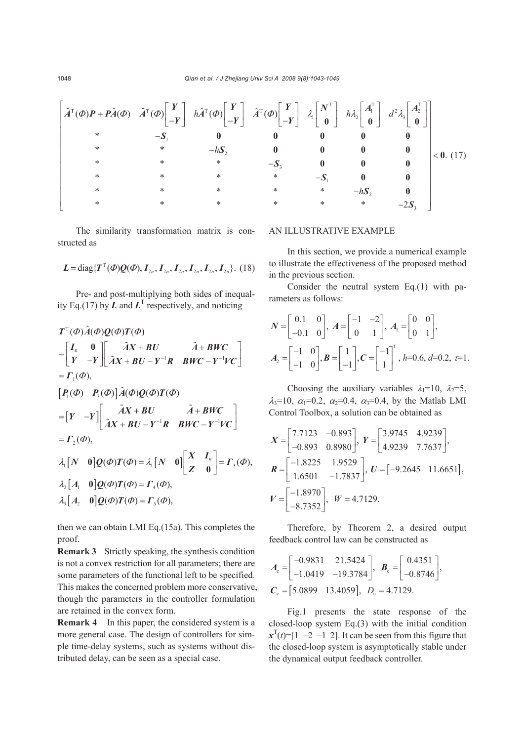$$
\begin{bmatrix}
\hat{\boldsymbol{A}}^{\mathrm{T}}(\Phi)\boldsymbol{P}+\boldsymbol{P}\hat{\boldsymbol{A}}(\Phi) & \hat{\boldsymbol{A}}^{\mathrm{T}}(\Phi)\begin{bmatrix}\boldsymbol{Y}\\-\boldsymbol{Y}\end{bmatrix} & h\hat{\boldsymbol{A}}^{\mathrm{T}}(\Phi)\begin{bmatrix}\boldsymbol{Y}\\-\boldsymbol{Y}\end{bmatrix} & \hat{\boldsymbol{A}}^{\mathrm{T}}(\Phi)\begin{bmatrix}\boldsymbol{Y}\\-\boldsymbol{Y}\end{bmatrix} & \lambda_1\begin{bmatrix}\boldsymbol{N}^{\mathrm{T}}\\\boldsymbol{0}\end{bmatrix} & h\lambda_2\begin{bmatrix}\boldsymbol{A}_1^{\mathrm{T}}\\\boldsymbol{0}\end{bmatrix} & d^2\lambda_3\begin{bmatrix}\boldsymbol{A}_2^{\mathrm{T}}\\\boldsymbol{0}\end{bmatrix}\\
* & -\boldsymbol{S}_1 & \boldsymbol{0} & \boldsymbol{0} & \boldsymbol{0} & \boldsymbol{0} & \boldsymbol{0}\\
* & * & -h\boldsymbol{S}_2 & \boldsymbol{0} & \boldsymbol{0} & \boldsymbol{0} & \boldsymbol{0}\\
* & * & * & -\boldsymbol{S}_3 & \boldsymbol{0} & \boldsymbol{0} & \boldsymbol{0}\\
* & * & * & * & -\boldsymbol{S}_1 & \boldsymbol{0} & \boldsymbol{0}\\
* & * & * & * & * & -h\boldsymbol{S}_2 & \boldsymbol{0}\\
* & * & * & * & * & * & -2\boldsymbol{S}_3
\end{bmatrix}<\boldsymbol{0}. \quad (17)
$$

The similarity transformation matrix is constructed as

$$
\boldsymbol{L}=\operatorname{diag}\{\boldsymbol{T}^{\mathrm{T}}(\Phi)\boldsymbol{Q}(\Phi),\boldsymbol{I}_{2n},\boldsymbol{I}_{2n},\boldsymbol{I}_{2n},\boldsymbol{I}_{2n},\boldsymbol{I}_{2n},\boldsymbol{I}_{2n}\}. \quad (18)
$$

Pre- and post-multiplying both sides of inequality Eq.(17) by $\boldsymbol{L}$ and $\boldsymbol{L}^{\mathrm{T}}$ respectively, and noticing

$$
\begin{aligned}
&\boldsymbol{T}^{\mathrm{T}}(\Phi)\hat{\boldsymbol{A}}(\Phi)\boldsymbol{Q}(\Phi)\boldsymbol{T}(\Phi)\\
&=\begin{bmatrix}\boldsymbol{I}_n & \boldsymbol{0}\\ \boldsymbol{Y} & -\boldsymbol{Y}\end{bmatrix}\begin{bmatrix}\tilde{\boldsymbol{A}}\boldsymbol{X}+\boldsymbol{B}\boldsymbol{U} & \tilde{\boldsymbol{A}}+\boldsymbol{B}\boldsymbol{W}\boldsymbol{C}\\ \tilde{\boldsymbol{A}}\boldsymbol{X}+\boldsymbol{B}\boldsymbol{U}-\boldsymbol{Y}^{-1}\boldsymbol{R} & \boldsymbol{B}\boldsymbol{W}\boldsymbol{C}-\boldsymbol{Y}^{-1}\boldsymbol{V}\boldsymbol{C}\end{bmatrix}\\
&=\boldsymbol{\Gamma}_1(\Phi),\\
&\begin{bmatrix}\boldsymbol{P}_1(\Phi) & \boldsymbol{P}_3(\Phi)\end{bmatrix}\hat{\boldsymbol{A}}(\Phi)\boldsymbol{Q}(\Phi)\boldsymbol{T}(\Phi)\\
&=\begin{bmatrix}\boldsymbol{Y} & -\boldsymbol{Y}\end{bmatrix}\begin{bmatrix}\tilde{\boldsymbol{A}}\boldsymbol{X}+\boldsymbol{B}\boldsymbol{U} & \tilde{\boldsymbol{A}}+\boldsymbol{B}\boldsymbol{W}\boldsymbol{C}\\ \tilde{\boldsymbol{A}}\boldsymbol{X}+\boldsymbol{B}\boldsymbol{U}-\boldsymbol{Y}^{-1}\boldsymbol{R} & \boldsymbol{B}\boldsymbol{W}\boldsymbol{C}-\boldsymbol{Y}^{-1}\boldsymbol{V}\boldsymbol{C}\end{bmatrix}\\
&=\boldsymbol{\Gamma}_2(\Phi),\\
&\lambda_1\begin{bmatrix}\boldsymbol{N} & \boldsymbol{0}\end{bmatrix}\boldsymbol{Q}(\Phi)\boldsymbol{T}(\Phi)=\lambda_1\begin{bmatrix}\boldsymbol{N} & \boldsymbol{0}\end{bmatrix}\begin{bmatrix}\boldsymbol{X} & \boldsymbol{I}_n\\ \boldsymbol{Z} & \boldsymbol{0}\end{bmatrix}=\boldsymbol{\Gamma}_3(\Phi),\\
&\lambda_2\begin{bmatrix}\boldsymbol{A}_1 & \boldsymbol{0}\end{bmatrix}\boldsymbol{Q}(\Phi)\boldsymbol{T}(\Phi)=\boldsymbol{\Gamma}_4(\Phi),\\
&\lambda_3\begin{bmatrix}\boldsymbol{A}_2 & \boldsymbol{0}\end{bmatrix}\boldsymbol{Q}(\Phi)\boldsymbol{T}(\Phi)=\boldsymbol{\Gamma}_5(\Phi),
\end{aligned}
$$

then we can obtain LMI Eq.(15a). This completes the proof.

**Remark 3** Strictly speaking, the synthesis condition is not a convex restriction for all parameters; there are some parameters of the functional left to be specified. This makes the concerned problem more conservative, though the parameters in the controller formulation are retained in the convex form.

**Remark 4** In this paper, the considered system is a more general case. The design of controllers for simple time-delay systems, such as systems without distributed delay, can be seen as a special case.

## AN ILLUSTRATIVE EXAMPLE

In this section, we provide a numerical example to illustrate the effectiveness of the proposed method in the previous section.

Consider the neutral system Eq.(1) with parameters as follows:

$$
\boldsymbol{N}=\begin{bmatrix}0.1 & 0\\ -0.1 & 0\end{bmatrix},\ \boldsymbol{A}=\begin{bmatrix}-1 & -2\\ 0 & 1\end{bmatrix},\ \boldsymbol{A}_1=\begin{bmatrix}0 & 0\\ 0 & 1\end{bmatrix},
$$

$$
\boldsymbol{A}_2=\begin{bmatrix}-1 & 0\\ -1 & 0\end{bmatrix},\boldsymbol{B}=\begin{bmatrix}1\\ -1\end{bmatrix},\boldsymbol{C}=\begin{bmatrix}-1\\ 1\end{bmatrix}^{\mathrm{T}},\ h=0.6,\ d=0.2,\ \tau=1.
$$

Choosing the auxiliary variables $\lambda_1=10$, $\lambda_2=5$, $\lambda_3=10$, $\alpha_1=0.2$, $\alpha_2=0.4$, $\alpha_3=0.4$, by the Matlab LMI Control Toolbox, a solution can be obtained as

$$
\boldsymbol{X}=\begin{bmatrix}7.7123 & -0.893\\ -0.893 & 0.8980\end{bmatrix},\ \boldsymbol{Y}=\begin{bmatrix}3.9745 & 4.9239\\ 4.9239 & 7.7637\end{bmatrix},
$$

$$
\boldsymbol{R}=\begin{bmatrix}-1.8225 & 1.9529\\ 1.6501 & -1.7837\end{bmatrix},\ \boldsymbol{U}=\begin{bmatrix}-9.2645 & 11.6651\end{bmatrix},
$$

$$
\boldsymbol{V}=\begin{bmatrix}-1.8970\\ -8.7352\end{bmatrix},\ W=4.7129.
$$

Therefore, by Theorem 2, a desired output feedback control law can be constructed as

$$
\boldsymbol{A}_{\mathrm{c}}=\begin{bmatrix}-0.9831 & 21.5424\\ -1.0419 & -19.3784\end{bmatrix},\ \boldsymbol{B}_{\mathrm{c}}=\begin{bmatrix}0.4351\\ -0.8746\end{bmatrix},
$$

$$
\boldsymbol{C}_{\mathrm{c}}=\begin{bmatrix}5.0899 & 13.4059\end{bmatrix},\ D_{\mathrm{c}}=4.7129.
$$

Fig.1 presents the state response of the closed-loop system Eq.(3) with the initial condition $\boldsymbol{x}^{\mathrm{T}}(t)=[1\ -2\ -1\ 2]$. It can be seen from this figure that the closed-loop system is asymptotically stable under the dynamical output feedback controller.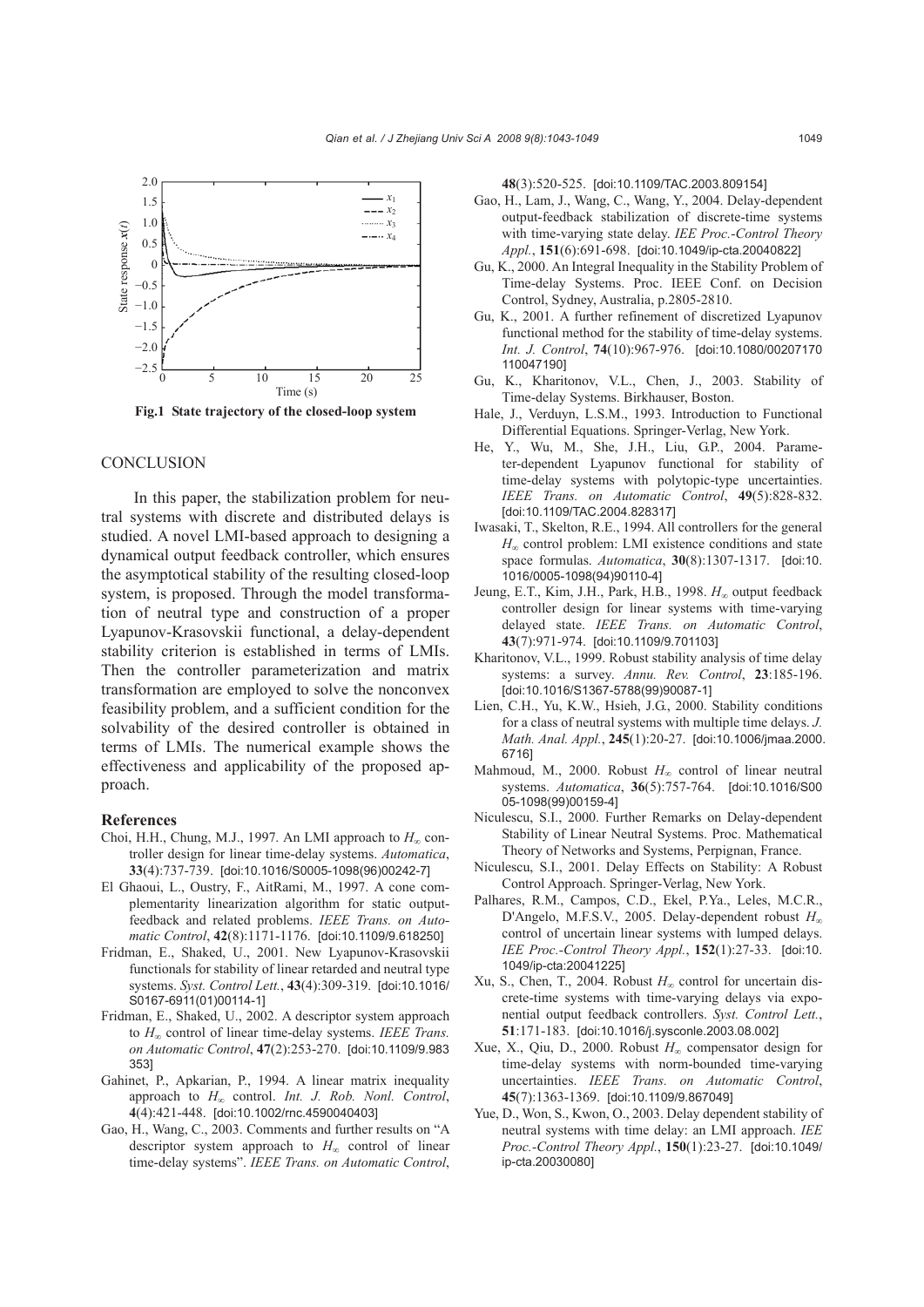2.0
1.5
1.0
0.5
0
−0.5
−1.0
−1.5
−2.0
−2.5
State response $x(t)$
0 5 10 15 20 25
Time (s)
$x_1$
$x_2$
$x_3$
$x_4$

**Fig.1 State trajectory of the closed-loop system**

## CONCLUSION

In this paper, the stabilization problem for neutral systems with discrete and distributed delays is studied. A novel LMI-based approach to designing a dynamical output feedback controller, which ensures the asymptotical stability of the resulting closed-loop system, is proposed. Through the model transformation of neutral type and construction of a proper Lyapunov-Krasovskii functional, a delay-dependent stability criterion is established in terms of LMIs. Then the controller parameterization and matrix transformation are employed to solve the nonconvex feasibility problem, and a sufficient condition for the solvability of the desired controller is obtained in terms of LMIs. The numerical example shows the effectiveness and applicability of the proposed approach.

## References

Choi, H.H., Chung, M.J., 1997. An LMI approach to $H_\infty$ controller design for linear time-delay systems. *Automatica*, **33**(4):737-739. [doi:10.1016/S0005-1098(96)00242-7]

El Ghaoui, L., Oustry, F., AitRami, M., 1997. A cone complementarity linearization algorithm for static output-feedback and related problems. *IEEE Trans. on Automatic Control*, **42**(8):1171-1176. [doi:10.1109/9.618250]

Fridman, E., Shaked, U., 2001. New Lyapunov-Krasovskii functionals for stability of linear retarded and neutral type systems. *Syst. Control Lett.*, **43**(4):309-319. [doi:10.1016/S0167-6911(01)00114-1]

Fridman, E., Shaked, U., 2002. A descriptor system approach to $H_\infty$ control of linear time-delay systems. *IEEE Trans. on Automatic Control*, **47**(2):253-270. [doi:10.1109/9.983353]

Gahinet, P., Apkarian, P., 1994. A linear matrix inequality approach to $H_\infty$ control. *Int. J. Rob. Nonl. Control*, **4**(4):421-448. [doi:10.1002/rnc.4590040403]

Gao, H., Wang, C., 2003. Comments and further results on "A descriptor system approach to $H_\infty$ control of linear time-delay systems". *IEEE Trans. on Automatic Control*, **48**(3):520-525. [doi:10.1109/TAC.2003.809154]

Gao, H., Lam, J., Wang, C., Wang, Y., 2004. Delay-dependent output-feedback stabilization of discrete-time systems with time-varying state delay. *IEE Proc.-Control Theory Appl.*, **151**(6):691-698. [doi:10.1049/ip-cta.20040822]

Gu, K., 2000. An Integral Inequality in the Stability Problem of Time-delay Systems. Proc. IEEE Conf. on Decision Control, Sydney, Australia, p.2805-2810.

Gu, K., 2001. A further refinement of discretized Lyapunov functional method for the stability of time-delay systems. *Int. J. Control*, **74**(10):967-976. [doi:10.1080/00207170110047190]

Gu, K., Kharitonov, V.L., Chen, J., 2003. Stability of Time-delay Systems. Birkhauser, Boston.

Hale, J., Verduyn, L.S.M., 1993. Introduction to Functional Differential Equations. Springer-Verlag, New York.

He, Y., Wu, M., She, J.H., Liu, G.P., 2004. Parameter-dependent Lyapunov functional for stability of time-delay systems with polytopic-type uncertainties. *IEEE Trans. on Automatic Control*, **49**(5):828-832. [doi:10.1109/TAC.2004.828317]

Iwasaki, T., Skelton, R.E., 1994. All controllers for the general $H_\infty$ control problem: LMI existence conditions and state space formulas. *Automatica*, **30**(8):1307-1317. [doi:10.1016/0005-1098(94)90110-4]

Jeung, E.T., Kim, J.H., Park, H.B., 1998. $H_\infty$ output feedback controller design for linear systems with time-varying delayed state. *IEEE Trans. on Automatic Control*, **43**(7):971-974. [doi:10.1109/9.701103]

Kharitonov, V.L., 1999. Robust stability analysis of time delay systems: a survey. *Annu. Rev. Control*, **23**:185-196. [doi:10.1016/S1367-5788(99)90087-1]

Lien, C.H., Yu, K.W., Hsieh, J.G., 2000. Stability conditions for a class of neutral systems with multiple time delays. *J. Math. Anal. Appl.*, **245**(1):20-27. [doi:10.1006/jmaa.2000.6716]

Mahmoud, M., 2000. Robust $H_\infty$ control of linear neutral systems. *Automatica*, **36**(5):757-764. [doi:10.1016/S0005-1098(99)00159-4]

Niculescu, S.I., 2000. Further Remarks on Delay-dependent Stability of Linear Neutral Systems. Proc. Mathematical Theory of Networks and Systems, Perpignan, France.

Niculescu, S.I., 2001. Delay Effects on Stability: A Robust Control Approach. Springer-Verlag, New York.

Palhares, R.M., Campos, C.D., Ekel, P.Ya., Leles, M.C.R., D'Angelo, M.F.S.V., 2005. Delay-dependent robust $H_\infty$ control of uncertain linear systems with lumped delays. *IEE Proc.-Control Theory Appl.*, **152**(1):27-33. [doi:10.1049/ip-cta:20041225]

Xu, S., Chen, T., 2004. Robust $H_\infty$ control for uncertain discrete-time systems with time-varying delays via exponential output feedback controllers. *Syst. Control Lett.*, **51**:171-183. [doi:10.1016/j.sysconle.2003.08.002]

Xue, X., Qiu, D., 2000. Robust $H_\infty$ compensator design for time-delay systems with norm-bounded time-varying uncertainties. *IEEE Trans. on Automatic Control*, **45**(7):1363-1369. [doi:10.1109/9.867049]

Yue, D., Won, S., Kwon, O., 2003. Delay dependent stability of neutral systems with time delay: an LMI approach. *IEE Proc.-Control Theory Appl.*, **150**(1):23-27. [doi:10.1049/ip-cta:20030080]